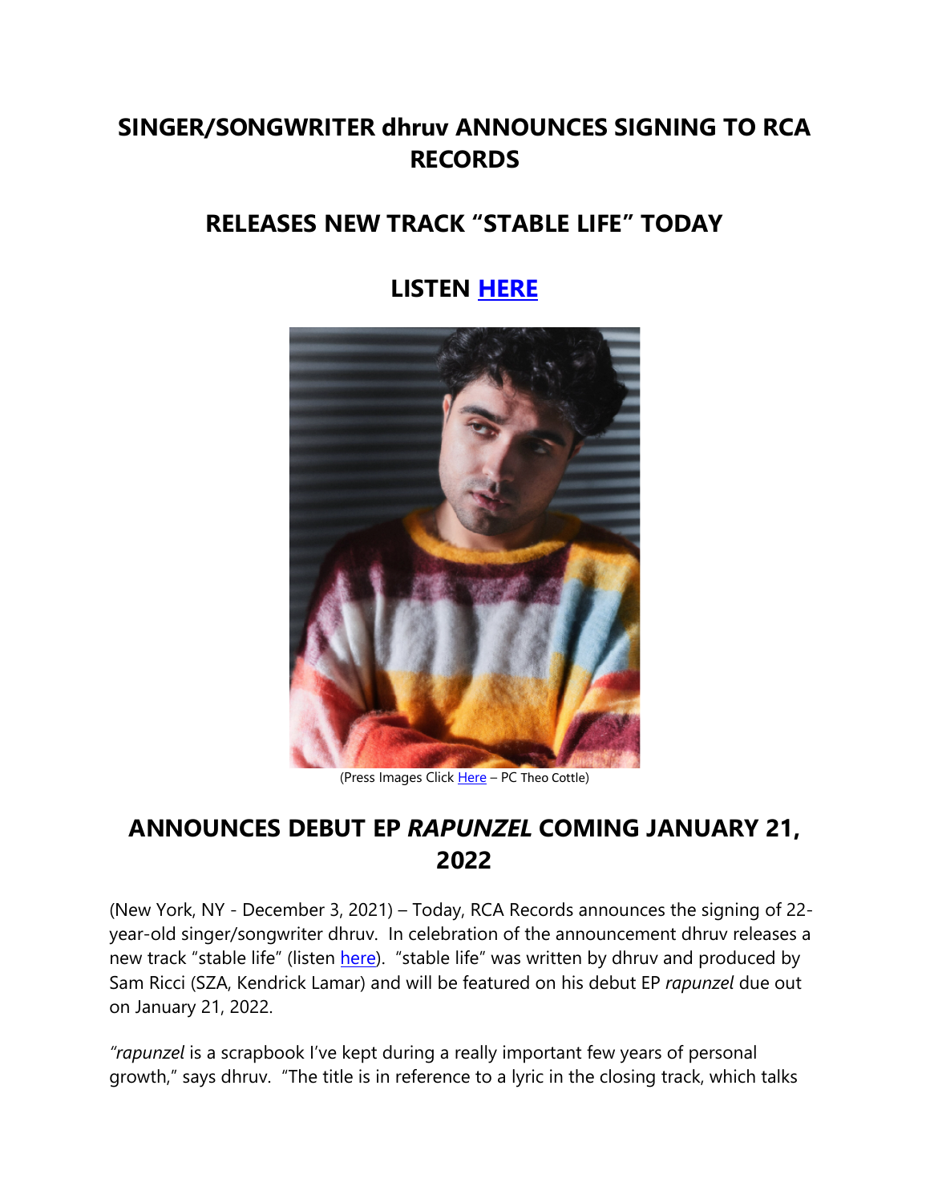# SINGER/SONGWRITER dhruv ANNOUNCES SIGNING TO RCA RECORDS

## RELEASES NEW TRACK "STABLE LIFE" TODAY

## LISTEN HERE

(Press Images Click Here – PC Theo Cottle)

## ANNOUNCES DEBUT EP *RAPUNZEL* COMING JANUARY 21, 2022

(New York, NY - December 3, 2021) – Today, RCA Records announces the signing of 22-year-old singer/songwriter dhruv. In celebration of the announcement dhruv releases a new track "stable life" (listen here). "stable life" was written by dhruv and produced by Sam Ricci (SZA, Kendrick Lamar) and will be featured on his debut EP *rapunzel* due out on January 21, 2022.

*"rapunzel* is a scrapbook I've kept during a really important few years of personal growth," says dhruv. "The title is in reference to a lyric in the closing track, which talks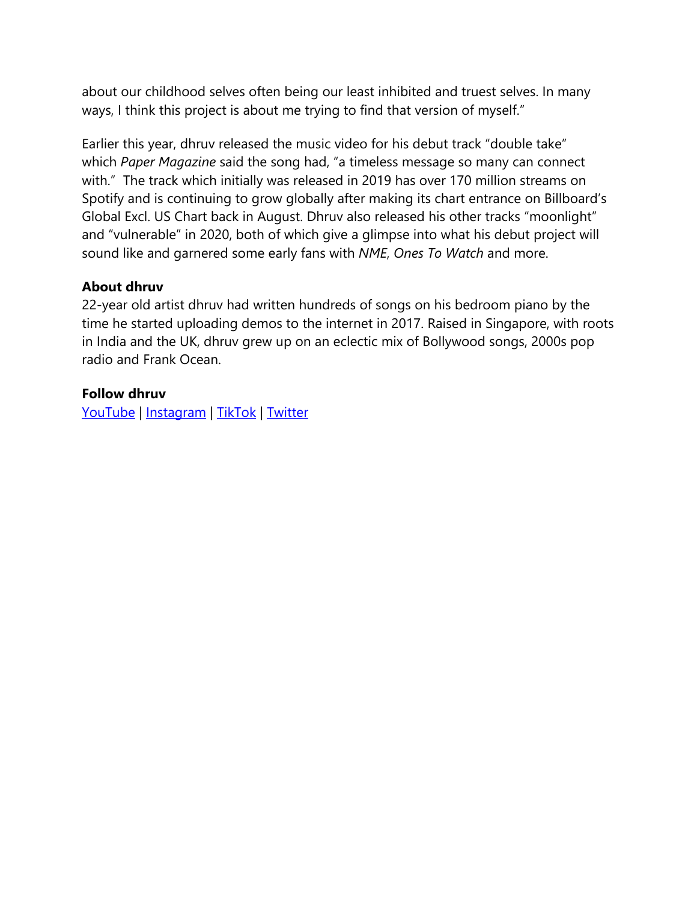about our childhood selves often being our least inhibited and truest selves. In many ways, I think this project is about me trying to find that version of myself."

Earlier this year, dhruv released the music video for his debut track "double take" which *Paper Magazine* said the song had, "a timeless message so many can connect with." The track which initially was released in 2019 has over 170 million streams on Spotify and is continuing to grow globally after making its chart entrance on Billboard's Global Excl. US Chart back in August. Dhruv also released his other tracks "moonlight" and "vulnerable" in 2020, both of which give a glimpse into what his debut project will sound like and garnered some early fans with *NME*, *Ones To Watch* and more.

**About dhruv**
22-year old artist dhruv had written hundreds of songs on his bedroom piano by the time he started uploading demos to the internet in 2017. Raised in Singapore, with roots in India and the UK, dhruv grew up on an eclectic mix of Bollywood songs, 2000s pop radio and Frank Ocean.

**Follow dhruv**
YouTube | Instagram | TikTok | Twitter